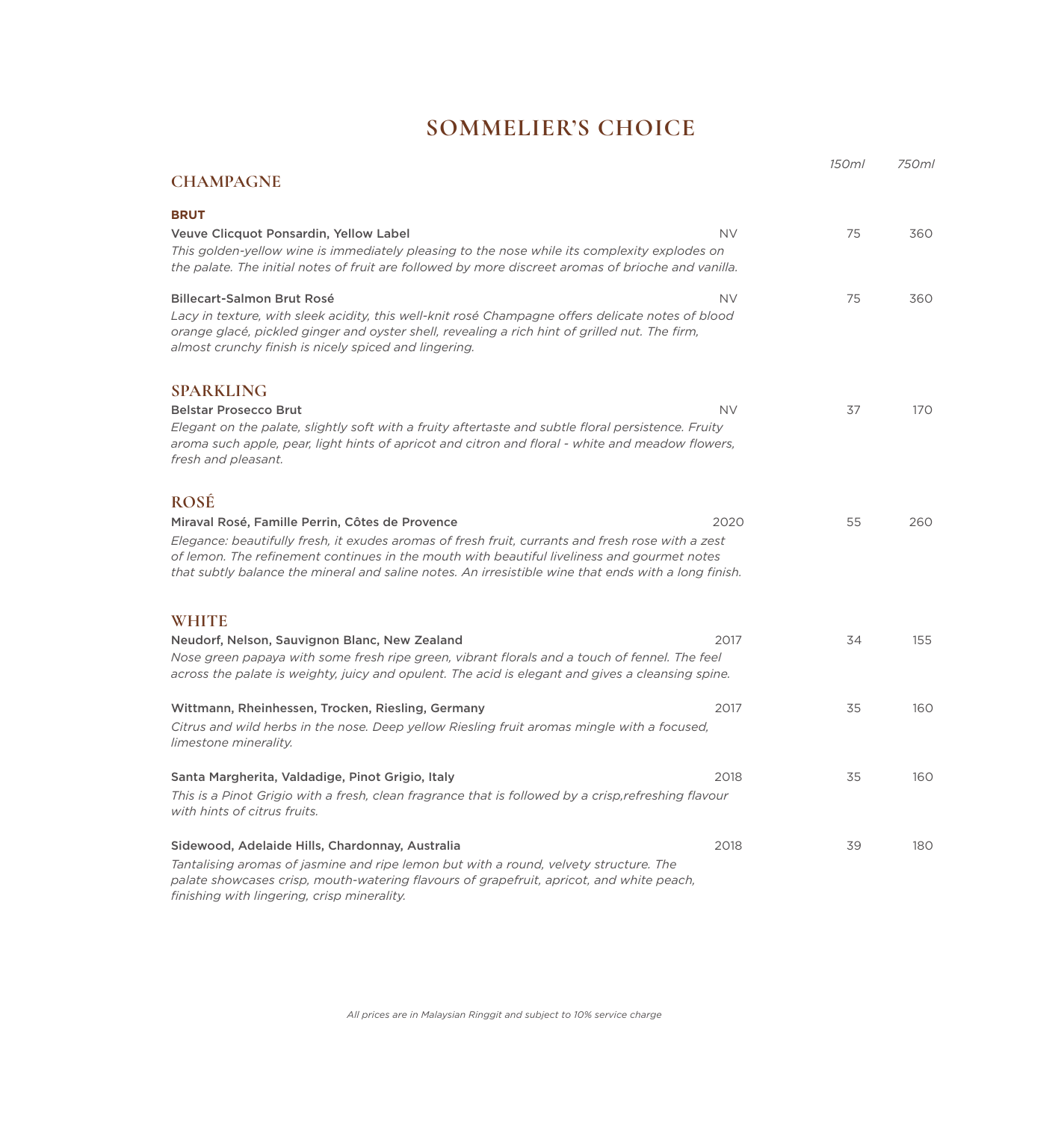# SOMMELIER'S CHOICE

| | | 150ml | 750ml |
|---|---|---|---|
| **CHAMPAGNE** | | | |
| **BRUT** | | | |
| **Veuve Clicquot Ponsardin, Yellow Label**<br>*This golden-yellow wine is immediately pleasing to the nose while its complexity explodes on the palate. The initial notes of fruit are followed by more discreet aromas of brioche and vanilla.* | NV | 75 | 360 |
| **Billecart-Salmon Brut Rosé**<br>*Lacy in texture, with sleek acidity, this well-knit rosé Champagne offers delicate notes of blood orange glacé, pickled ginger and oyster shell, revealing a rich hint of grilled nut. The firm, almost crunchy finish is nicely spiced and lingering.* | NV | 75 | 360 |
| **SPARKLING** | | | |
| **Belstar Prosecco Brut**<br>*Elegant on the palate, slightly soft with a fruity aftertaste and subtle floral persistence. Fruity aroma such apple, pear, light hints of apricot and citron and floral - white and meadow flowers, fresh and pleasant.* | NV | 37 | 170 |
| **ROSÉ** | | | |
| **Miraval Rosé, Famille Perrin, Côtes de Provence**<br>*Elegance: beautifully fresh, it exudes aromas of fresh fruit, currants and fresh rose with a zest of lemon. The refinement continues in the mouth with beautiful liveliness and gourmet notes that subtly balance the mineral and saline notes. An irresistible wine that ends with a long finish.* | 2020 | 55 | 260 |
| **WHITE** | | | |
| **Neudorf, Nelson, Sauvignon Blanc, New Zealand**<br>*Nose green papaya with some fresh ripe green, vibrant florals and a touch of fennel. The feel across the palate is weighty, juicy and opulent. The acid is elegant and gives a cleansing spine.* | 2017 | 34 | 155 |
| **Wittmann, Rheinhessen, Trocken, Riesling, Germany**<br>*Citrus and wild herbs in the nose. Deep yellow Riesling fruit aromas mingle with a focused, limestone minerality.* | 2017 | 35 | 160 |
| **Santa Margherita, Valdadige, Pinot Grigio, Italy**<br>*This is a Pinot Grigio with a fresh, clean fragrance that is followed by a crisp,refreshing flavour with hints of citrus fruits.* | 2018 | 35 | 160 |
| **Sidewood, Adelaide Hills, Chardonnay, Australia**<br>*Tantalising aromas of jasmine and ripe lemon but with a round, velvety structure. The palate showcases crisp, mouth-watering flavours of grapefruit, apricot, and white peach, finishing with lingering, crisp minerality.* | 2018 | 39 | 180 |

*All prices are in Malaysian Ringgit and subject to 10% service charge*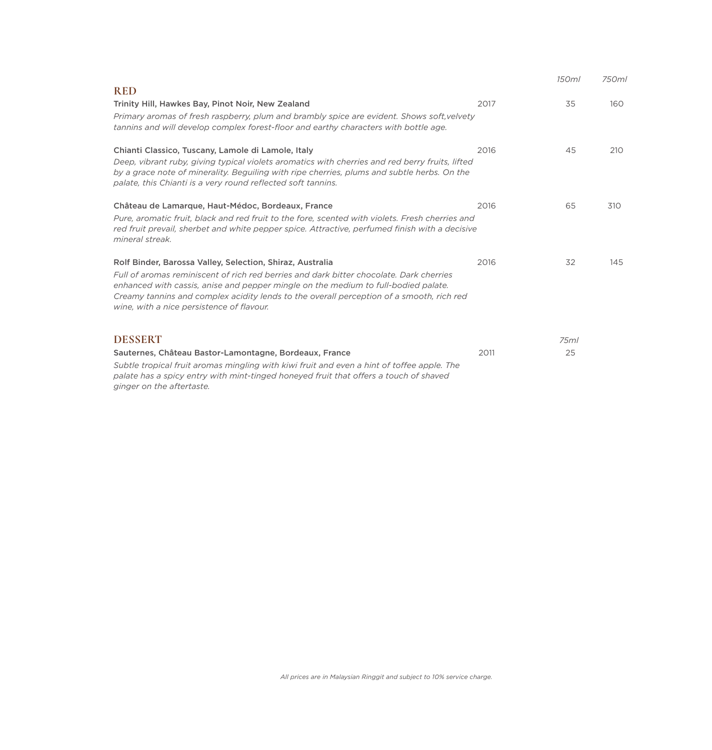| | | 150ml | 750ml |
|---|---|---|---|
| **RED** | | | |
| **Trinity Hill, Hawkes Bay, Pinot Noir, New Zealand**<br>*Primary aromas of fresh raspberry, plum and brambly spice are evident. Shows soft,velvety tannins and will develop complex forest-floor and earthy characters with bottle age.* | 2017 | 35 | 160 |
| **Chianti Classico, Tuscany, Lamole di Lamole, Italy**<br>*Deep, vibrant ruby, giving typical violets aromatics with cherries and red berry fruits, lifted by a grace note of minerality. Beguiling with ripe cherries, plums and subtle herbs. On the palate, this Chianti is a very round reflected soft tannins.* | 2016 | 45 | 210 |
| **Château de Lamarque, Haut-Médoc, Bordeaux, France**<br>*Pure, aromatic fruit, black and red fruit to the fore, scented with violets. Fresh cherries and red fruit prevail, sherbet and white pepper spice. Attractive, perfumed finish with a decisive mineral streak.* | 2016 | 65 | 310 |
| **Rolf Binder, Barossa Valley, Selection, Shiraz, Australia**<br>*Full of aromas reminiscent of rich red berries and dark bitter chocolate. Dark cherries enhanced with cassis, anise and pepper mingle on the medium to full-bodied palate. Creamy tannins and complex acidity lends to the overall perception of a smooth, rich red wine, with a nice persistence of flavour.* | 2016 | 32 | 145 |

| | | 75ml |
|---|---|---|
| **DESSERT** | | |
| **Sauternes, Château Bastor-Lamontagne, Bordeaux, France**<br>*Subtle tropical fruit aromas mingling with kiwi fruit and even a hint of toffee apple. The palate has a spicy entry with mint-tinged honeyed fruit that offers a touch of shaved ginger on the aftertaste.* | 2011 | 25 |

*All prices are in Malaysian Ringgit and subject to 10% service charge.*